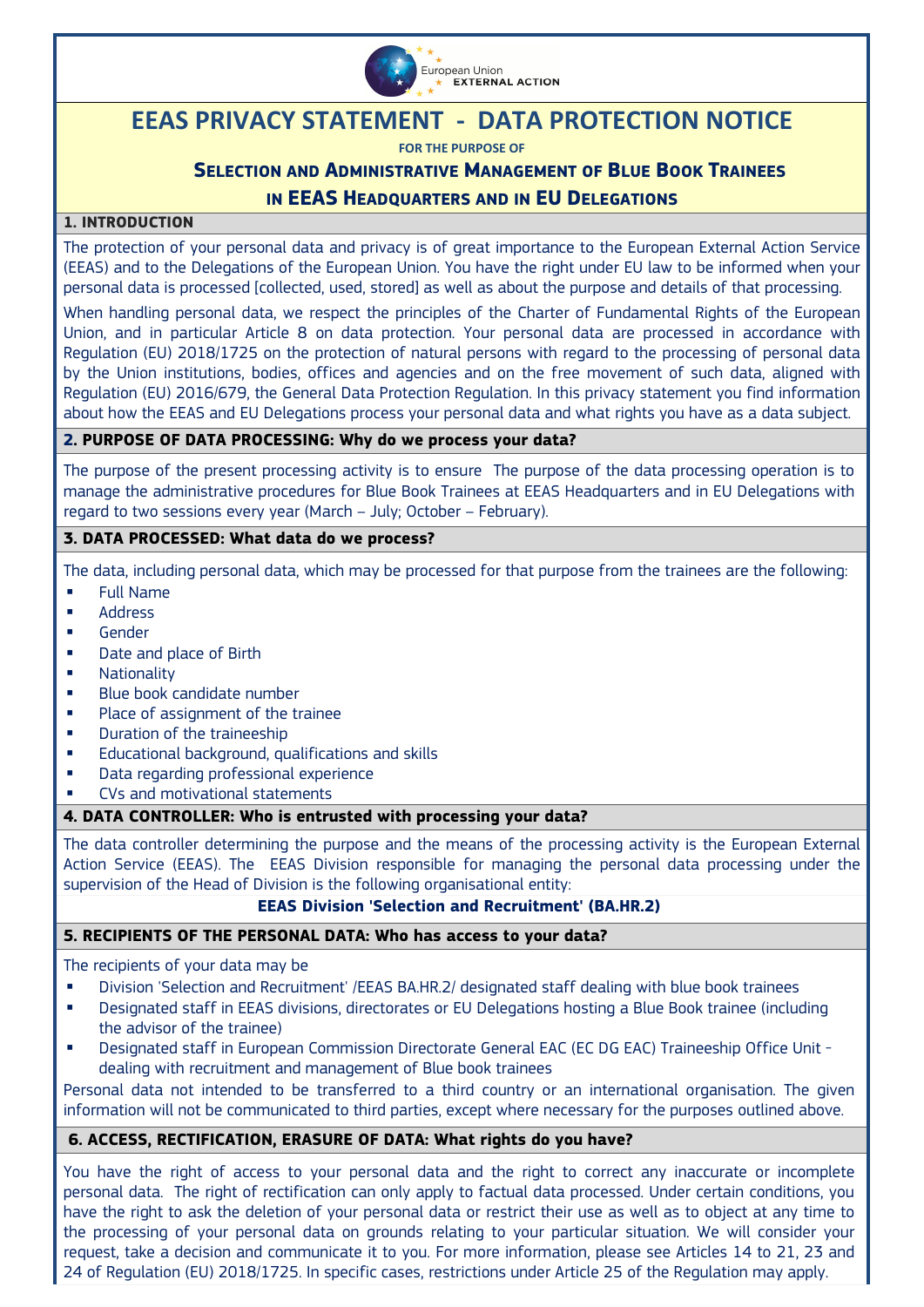# EEAS PRIVACY STATEMENT - DATA PROTECTION NOTICE

**FOR THE PURPOSE OF**

## SELECTION AND ADMINISTRATIVE MANAGEMENT OF BLUE BOOK TRAINEES IN EEAS HEADQUARTERS AND IN EU DELEGATIONS

### 1. INTRODUCTION

The protection of your personal data and privacy is of great importance to the European External Action Service (EEAS) and to the Delegations of the European Union. You have the right under EU law to be informed when your personal data is processed [collected, used, stored] as well as about the purpose and details of that processing.

When handling personal data, we respect the principles of the Charter of Fundamental Rights of the European Union, and in particular Article 8 on data protection. Your personal data are processed in accordance with Regulation (EU) 2018/1725 on the protection of natural persons with regard to the processing of personal data by the Union institutions, bodies, offices and agencies and on the free movement of such data, aligned with Regulation (EU) 2016/679, the General Data Protection Regulation. In this privacy statement you find information about how the EEAS and EU Delegations process your personal data and what rights you have as a data subject.

### 2. PURPOSE OF DATA PROCESSING: Why do we process your data?

The purpose of the present processing activity is to ensure The purpose of the data processing operation is to manage the administrative procedures for Blue Book Trainees at EEAS Headquarters and in EU Delegations with regard to two sessions every year (March – July; October – February).

### 3. DATA PROCESSED: What data do we process?

The data, including personal data, which may be processed for that purpose from the trainees are the following:

- Full Name
- Address
- Gender
- Date and place of Birth
- Nationality
- Blue book candidate number
- Place of assignment of the trainee
- Duration of the traineeship
- Educational background, qualifications and skills
- Data regarding professional experience
- CVs and motivational statements

### 4. DATA CONTROLLER: Who is entrusted with processing your data?

The data controller determining the purpose and the means of the processing activity is the European External Action Service (EEAS). The EEAS Division responsible for managing the personal data processing under the supervision of the Head of Division is the following organisational entity:

**EEAS Division 'Selection and Recruitment' (BA.HR.2)**

### 5. RECIPIENTS OF THE PERSONAL DATA: Who has access to your data?

The recipients of your data may be

- Division 'Selection and Recruitment' /EEAS BA.HR.2/ designated staff dealing with blue book trainees
- Designated staff in EEAS divisions, directorates or EU Delegations hosting a Blue Book trainee (including the advisor of the trainee)
- Designated staff in European Commission Directorate General EAC (EC DG EAC) Traineeship Office Unit - dealing with recruitment and management of Blue book trainees

Personal data not intended to be transferred to a third country or an international organisation. The given information will not be communicated to third parties, except where necessary for the purposes outlined above.

### 6. ACCESS, RECTIFICATION, ERASURE OF DATA: What rights do you have?

You have the right of access to your personal data and the right to correct any inaccurate or incomplete personal data. The right of rectification can only apply to factual data processed. Under certain conditions, you have the right to ask the deletion of your personal data or restrict their use as well as to object at any time to the processing of your personal data on grounds relating to your particular situation. We will consider your request, take a decision and communicate it to you. For more information, please see Articles 14 to 21, 23 and 24 of Regulation (EU) 2018/1725. In specific cases, restrictions under Article 25 of the Regulation may apply.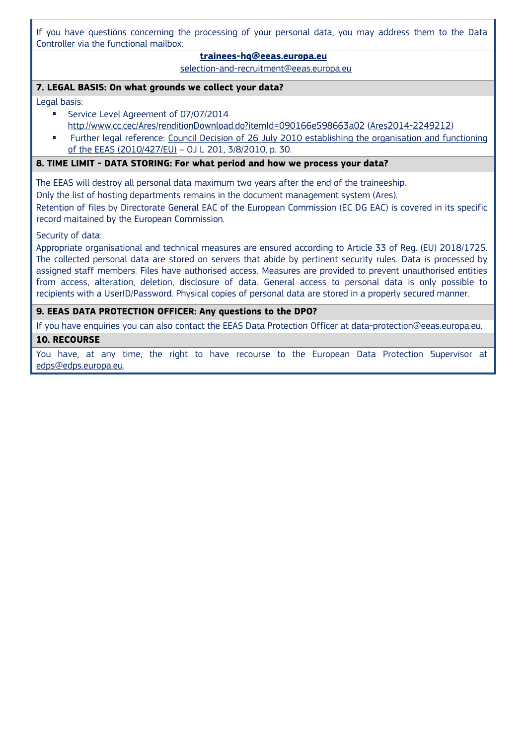If you have questions concerning the processing of your personal data, you may address them to the Data Controller via the functional mailbox:

**trainees-hq@eeas.europa.eu**

selection-and-recruitment@eeas.europa.eu

## 7. LEGAL BASIS: On what grounds we collect your data?

Legal basis:

- Service Level Agreement of 07/07/2014 http://www.cc.cec/Ares/renditionDownload.do?itemId=090166e598663a02 (Ares2014-2249212)
- Further legal reference: Council Decision of 26 July 2010 establishing the organisation and functioning of the EEAS (2010/427/EU) – OJ L 201, 3/8/2010, p. 30.

## 8. TIME LIMIT - DATA STORING: For what period and how we process your data?

The EEAS will destroy all personal data maximum two years after the end of the traineeship.

Only the list of hosting departments remains in the document management system (Ares).

Retention of files by Directorate General EAC of the European Commission (EC DG EAC) is covered in its specific record maitained by the European Commission.

Security of data:

Appropriate organisational and technical measures are ensured according to Article 33 of Reg. (EU) 2018/1725. The collected personal data are stored on servers that abide by pertinent security rules. Data is processed by assigned staff members. Files have authorised access. Measures are provided to prevent unauthorised entities from access, alteration, deletion, disclosure of data. General access to personal data is only possible to recipients with a UserID/Password. Physical copies of personal data are stored in a properly secured manner.

## 9. EEAS DATA PROTECTION OFFICER: Any questions to the DPO?

If you have enquiries you can also contact the EEAS Data Protection Officer at data-protection@eeas.europa.eu.

## 10. RECOURSE

You have, at any time, the right to have recourse to the European Data Protection Supervisor at edps@edps.europa.eu.